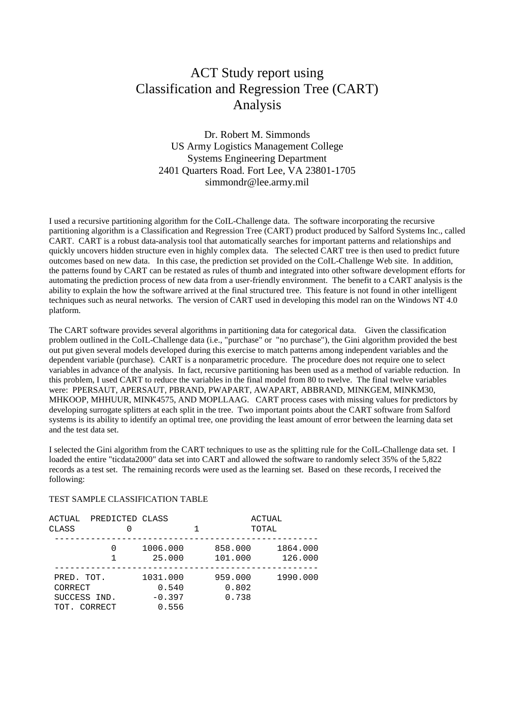# ACT Study report using Classification and Regression Tree (CART) Analysis

Dr. Robert M. Simmonds
US Army Logistics Management College
Systems Engineering Department
2401 Quarters Road. Fort Lee, VA 23801-1705
simmondr@lee.army.mil

I used a recursive partitioning algorithm for the CoIL-Challenge data. The software incorporating the recursive partitioning algorithm is a Classification and Regression Tree (CART) product produced by Salford Systems Inc., called CART. CART is a robust data-analysis tool that automatically searches for important patterns and relationships and quickly uncovers hidden structure even in highly complex data. The selected CART tree is then used to predict future outcomes based on new data. In this case, the prediction set provided on the CoIL-Challenge Web site. In addition, the patterns found by CART can be restated as rules of thumb and integrated into other software development efforts for automating the prediction process of new data from a user-friendly environment. The benefit to a CART analysis is the ability to explain the how the software arrived at the final structured tree. This feature is not found in other intelligent techniques such as neural networks. The version of CART used in developing this model ran on the Windows NT 4.0 platform.

The CART software provides several algorithms in partitioning data for categorical data. Given the classification problem outlined in the CoIL-Challenge data (i.e., "purchase" or "no purchase"), the Gini algorithm provided the best out put given several models developed during this exercise to match patterns among independent variables and the dependent variable (purchase). CART is a nonparametric procedure. The procedure does not require one to select variables in advance of the analysis. In fact, recursive partitioning has been used as a method of variable reduction. In this problem, I used CART to reduce the variables in the final model from 80 to twelve. The final twelve variables were: PPERSAUT, APERSAUT, PBRAND, PWAPART, AWAPART, ABBRAND, MINKGEM, MINKM30, MHKOOP, MHHUUR, MINK4575, AND MOPLLAAG. CART process cases with missing values for predictors by developing surrogate splitters at each split in the tree. Two important points about the CART software from Salford systems is its ability to identify an optimal tree, one providing the least amount of error between the learning data set and the test data set.

I selected the Gini algorithm from the CART techniques to use as the splitting rule for the CoIL-Challenge data set. I loaded the entire "ticdata2000" data set into CART and allowed the software to randomly select 35% of the 5,822 records as a test set. The remaining records were used as the learning set. Based on these records, I received the following:

TEST SAMPLE CLASSIFICATION TABLE

| ACTUAL CLASS | PREDICTED CLASS 0 | 1 | ACTUAL TOTAL |
|---|---|---|---|
| 0 | 1006.000 | 858.000 | 1864.000 |
| 1 | 25.000 | 101.000 | 126.000 |
| PRED. TOT. | 1031.000 | 959.000 | 1990.000 |
| CORRECT | 0.540 | 0.802 | |
| SUCCESS IND. | -0.397 | 0.738 | |
| TOT. CORRECT | 0.556 | | |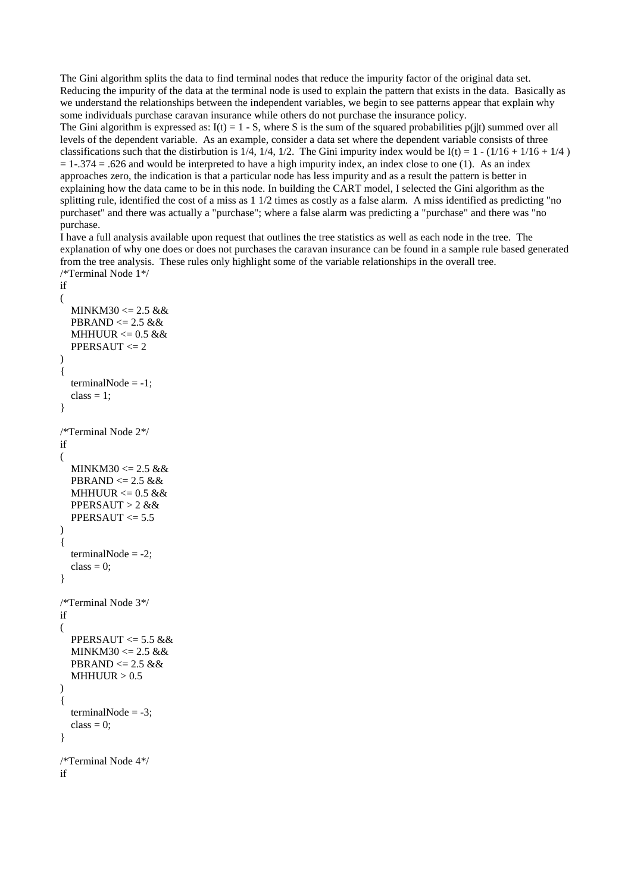The Gini algorithm splits the data to find terminal nodes that reduce the impurity factor of the original data set. Reducing the impurity of the data at the terminal node is used to explain the pattern that exists in the data. Basically as we understand the relationships between the independent variables, we begin to see patterns appear that explain why some individuals purchase caravan insurance while others do not purchase the insurance policy.

The Gini algorithm is expressed as: $I(t) = 1 - S$, where S is the sum of the squared probabilities $p(j|t)$ summed over all levels of the dependent variable. As an example, consider a data set where the dependent variable consists of three classifications such that the distirbution is 1/4, 1/4, 1/2. The Gini impurity index would be $I(t) = 1 - (1/16 + 1/16 + 1/4) = 1 - .374 = .626$ and would be interpreted to have a high impurity index, an index close to one (1). As an index approaches zero, the indication is that a particular node has less impurity and as a result the pattern is better in explaining how the data came to be in this node. In building the CART model, I selected the Gini algorithm as the splitting rule, identified the cost of a miss as 1 1/2 times as costly as a false alarm. A miss identified as predicting "no purchaset" and there was actually a "purchase"; where a false alarm was predicting a "purchase" and there was "no purchase.

I have a full analysis available upon request that outlines the tree statistics as well as each node in the tree. The explanation of why one does or does not purchases the caravan insurance can be found in a sample rule based generated from the tree analysis. These rules only highlight some of the variable relationships in the overall tree.

```
/*Terminal Node 1*/
if
(
   MINKM30 <= 2.5 &&
   PBRAND <= 2.5 &&
   MHHUUR <= 0.5 &&
   PPERSAUT <= 2
)
{
   terminalNode = -1;
   class = 1;
}

/*Terminal Node 2*/
if
(
   MINKM30 <= 2.5 &&
   PBRAND <= 2.5 &&
   MHHUUR <= 0.5 &&
   PPERSAUT > 2 &&
   PPERSAUT <= 5.5
)
{
   terminalNode = -2;
   class = 0;
}

/*Terminal Node 3*/
if
(
   PPERSAUT <= 5.5 &&
   MINKM30 <= 2.5 &&
   PBRAND <= 2.5 &&
   MHHUUR > 0.5
)
{
   terminalNode = -3;
   class = 0;
}

/*Terminal Node 4*/
if
```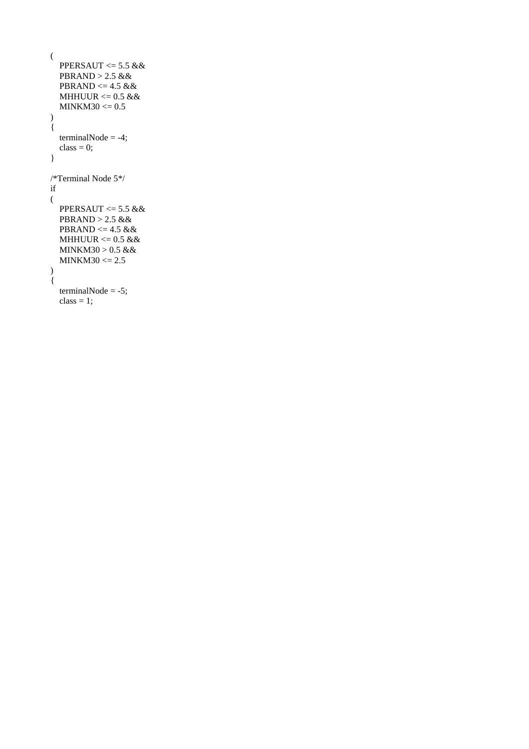```
(
   PPERSAUT <= 5.5 &&
   PBRAND > 2.5 &&
   PBRAND <= 4.5 &&
   MHHUUR <= 0.5 &&
   MINKM30 <= 0.5
)
{
   terminalNode = -4;
   class = 0;
}

/*Terminal Node 5*/
if
(
   PPERSAUT <= 5.5 &&
   PBRAND > 2.5 &&
   PBRAND <= 4.5 &&
   MHHUUR <= 0.5 &&
   MINKM30 > 0.5 &&
   MINKM30 <= 2.5
)
{
   terminalNode = -5;
   class = 1;
```